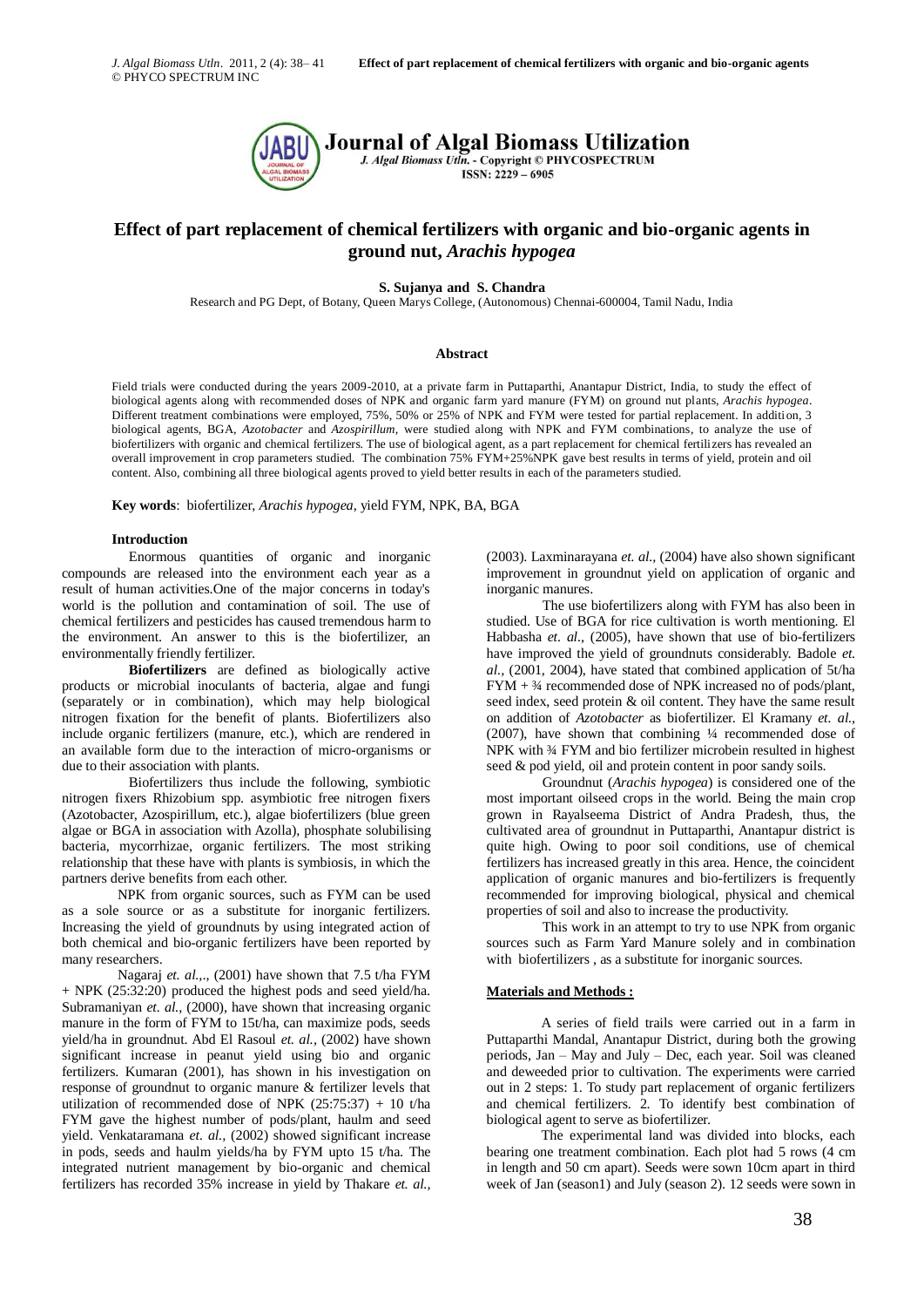# Effect of part replacement of chemical fertilizers with organic and bio-organic agents in ground nut, *Arachis hypogea*

**S. Sujanya and S. Chandra**

Research and PG Dept, of Botany, Queen Marys College, (Autonomous) Chennai-600004, Tamil Nadu, India

### Abstract

Field trials were conducted during the years 2009-2010, at a private farm in Puttaparthi, Anantapur District, India, to study the effect of biological agents along with recommended doses of NPK and organic farm yard manure (FYM) on ground nut plants, *Arachis hypogea*. Different treatment combinations were employed, 75%, 50% or 25% of NPK and FYM were tested for partial replacement. In addition, 3 biological agents, BGA, *Azotobacter* and *Azospirillum*, were studied along with NPK and FYM combinations, to analyze the use of biofertilizers with organic and chemical fertilizers. The use of biological agent, as a part replacement for chemical fertilizers has revealed an overall improvement in crop parameters studied. The combination 75% FYM+25%NPK gave best results in terms of yield, protein and oil content. Also, combining all three biological agents proved to yield better results in each of the parameters studied.

**Key words**: biofertilizer, *Arachis hypogea*, yield FYM, NPK, BA, BGA

### Introduction

Enormous quantities of organic and inorganic compounds are released into the environment each year as a result of human activities.One of the major concerns in today's world is the pollution and contamination of soil. The use of chemical fertilizers and pesticides has caused tremendous harm to the environment. An answer to this is the biofertilizer, an environmentally friendly fertilizer.

**Biofertilizers** are defined as biologically active products or microbial inoculants of bacteria, algae and fungi (separately or in combination), which may help biological nitrogen fixation for the benefit of plants. Biofertilizers also include organic fertilizers (manure, etc.), which are rendered in an available form due to the interaction of micro-organisms or due to their association with plants.

Biofertilizers thus include the following, symbiotic nitrogen fixers Rhizobium spp. asymbiotic free nitrogen fixers (Azotobacter, Azospirillum, etc.), algae biofertilizers (blue green algae or BGA in association with Azolla), phosphate solubilising bacteria, mycorrhizae, organic fertilizers. The most striking relationship that these have with plants is symbiosis, in which the partners derive benefits from each other.

NPK from organic sources, such as FYM can be used as a sole source or as a substitute for inorganic fertilizers. Increasing the yield of groundnuts by using integrated action of both chemical and bio-organic fertilizers have been reported by many researchers.

Nagaraj *et. al*.,., (2001) have shown that 7.5 t/ha FYM + NPK (25:32:20) produced the highest pods and seed yield/ha. Subramaniyan *et. al.*, (2000), have shown that increasing organic manure in the form of FYM to 15t/ha, can maximize pods, seeds yield/ha in groundnut. Abd El Rasoul *et. al.*, (2002) have shown significant increase in peanut yield using bio and organic fertilizers. Kumaran (2001), has shown in his investigation on response of groundnut to organic manure & fertilizer levels that utilization of recommended dose of NPK (25:75:37) + 10 t/ha FYM gave the highest number of pods/plant, haulm and seed yield. Venkataramana *et. al.*, (2002) showed significant increase in pods, seeds and haulm yields/ha by FYM upto 15 t/ha. The integrated nutrient management by bio-organic and chemical fertilizers has recorded 35% increase in yield by Thakare *et. al.*, (2003). Laxminarayana *et. al.*, (2004) have also shown significant improvement in groundnut yield on application of organic and inorganic manures.

The use biofertilizers along with FYM has also been in studied. Use of BGA for rice cultivation is worth mentioning. El Habbasha *et. al.*, (2005), have shown that use of bio-fertilizers have improved the yield of groundnuts considerably. Badole *et. al.*, (2001, 2004), have stated that combined application of 5t/ha FYM + ¾ recommended dose of NPK increased no of pods/plant, seed index, seed protein & oil content. They have the same result on addition of *Azotobacter* as biofertilizer. El Kramany *et. al.*, (2007), have shown that combining ¼ recommended dose of NPK with ¾ FYM and bio fertilizer microbein resulted in highest seed & pod yield, oil and protein content in poor sandy soils.

Groundnut (*Arachis hypogea*) is considered one of the most important oilseed crops in the world. Being the main crop grown in Rayalseema District of Andra Pradesh, thus, the cultivated area of groundnut in Puttaparthi, Anantapur district is quite high. Owing to poor soil conditions, use of chemical fertilizers has increased greatly in this area. Hence, the coincident application of organic manures and bio-fertilizers is frequently recommended for improving biological, physical and chemical properties of soil and also to increase the productivity.

This work in an attempt to try to use NPK from organic sources such as Farm Yard Manure solely and in combination with biofertilizers , as a substitute for inorganic sources.

### Materials and Methods :

A series of field trails were carried out in a farm in Puttaparthi Mandal, Anantapur District, during both the growing periods, Jan – May and July – Dec, each year. Soil was cleaned and deweeded prior to cultivation. The experiments were carried out in 2 steps: 1. To study part replacement of organic fertilizers and chemical fertilizers. 2. To identify best combination of biological agent to serve as biofertilizer.

The experimental land was divided into blocks, each bearing one treatment combination. Each plot had 5 rows (4 cm in length and 50 cm apart). Seeds were sown 10cm apart in third week of Jan (season1) and July (season 2). 12 seeds were sown in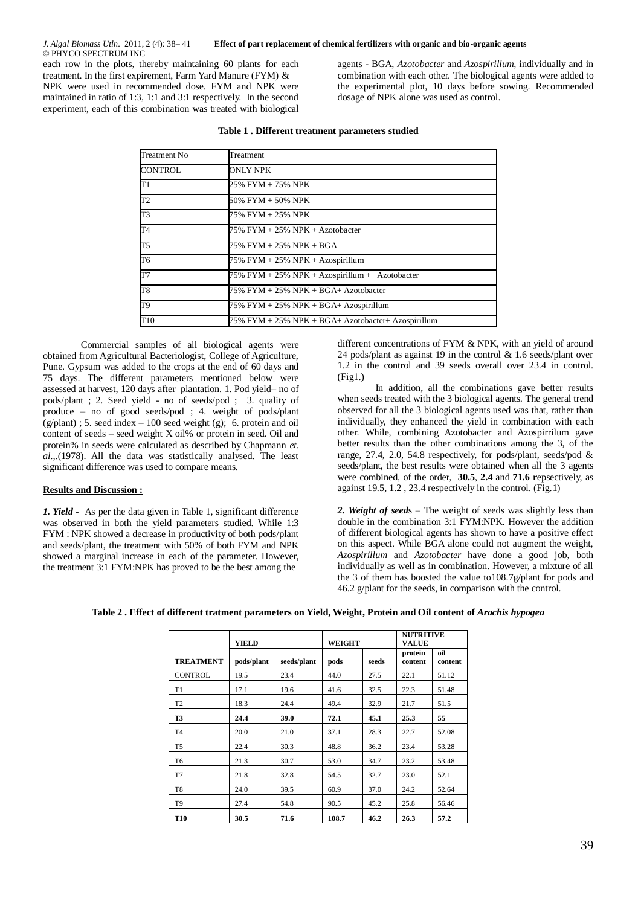each row in the plots, thereby maintaining 60 plants for each treatment. In the first expirement, Farm Yard Manure (FYM) & NPK were used in recommended dose. FYM and NPK were maintained in ratio of 1:3, 1:1 and 3:1 respectively. In the second experiment, each of this combination was treated with biological agents - BGA, *Azotobacter* and *Azospirillum*, individually and in combination with each other. The biological agents were added to the experimental plot, 10 days before sowing. Recommended dosage of NPK alone was used as control.

**Table 1 . Different treatment parameters studied**

| Treatment No | Treatment |
|---|---|
| CONTROL | ONLY NPK |
| T1 | 25% FYM + 75% NPK |
| T2 | 50% FYM + 50% NPK |
| T3 | 75% FYM + 25% NPK |
| T4 | 75% FYM + 25% NPK + Azotobacter |
| T5 | 75% FYM + 25% NPK + BGA |
| T6 | 75% FYM + 25% NPK + Azospirillum |
| T7 | 75% FYM + 25% NPK + Azospirillum + Azotobacter |
| T8 | 75% FYM + 25% NPK + BGA+ Azotobacter |
| T9 | 75% FYM + 25% NPK + BGA+ Azospirillum |
| T10 | 75% FYM + 25% NPK + BGA+ Azotobacter+ Azospirillum |

Commercial samples of all biological agents were obtained from Agricultural Bacteriologist, College of Agriculture, Pune. Gypsum was added to the crops at the end of 60 days and 75 days. The different parameters mentioned below were assessed at harvest, 120 days after plantation. 1. Pod yield– no of pods/plant ; 2. Seed yield - no of seeds/pod ; 3. quality of produce – no of good seeds/pod ; 4. weight of pods/plant (g/plant) ; 5. seed index – 100 seed weight (g); 6. protein and oil content of seeds – seed weight X oil% or protein in seed. Oil and protein% in seeds were calculated as described by Chapmann *et. al*.,(1978). All the data was statistically analysed. The least significant difference was used to compare means.

## Results and Discussion :

***1. Yield -*** As per the data given in Table 1, significant difference was observed in both the yield parameters studied. While 1:3 FYM : NPK showed a decrease in productivity of both pods/plant and seeds/plant, the treatment with 50% of both FYM and NPK showed a marginal increase in each of the parameter. However, the treatment 3:1 FYM:NPK has proved to be the best among the different concentrations of FYM & NPK, with an yield of around 24 pods/plant as against 19 in the control & 1.6 seeds/plant over 1.2 in the control and 39 seeds overall over 23.4 in control. (Fig1.)

In addition, all the combinations gave better results when seeds treated with the 3 biological agents. The general trend observed for all the 3 biological agents used was that, rather than individually, they enhanced the yield in combination with each other. While, combining Azotobacter and Azospirrilum gave better results than the other combinations among the 3, of the range, 27.4, 2.0, 54.8 respectively, for pods/plant, seeds/pod & seeds/plant, the best results were obtained when all the 3 agents were combined, of the order, **30.5**, **2.4** and **71.6** respectively, as against 19.5, 1.2 , 23.4 respectively in the control. (Fig.1)

***2. Weight of seeds*** – The weight of seeds was slightly less than double in the combination 3:1 FYM:NPK. However the addition of different biological agents has shown to have a positive effect on this aspect. While BGA alone could not augment the weight, *Azospirillum* and *Azotobacter* have done a good job, both individually as well as in combination. However, a mixture of all the 3 of them has boosted the value to108.7g/plant for pods and 46.2 g/plant for the seeds, in comparison with the control.

**Table 2 . Effect of different tratment parameters on Yield, Weight, Protein and Oil content of *Arachis hypogea***

| | YIELD | | WEIGHT | | NUTRITIVE VALUE | |
|---|---|---|---|---|---|---|
| **TREATMENT** | **pods/plant** | **seeds/plant** | **pods** | **seeds** | **protein content** | **oil content** |
| CONTROL | 19.5 | 23.4 | 44.0 | 27.5 | 22.1 | 51.12 |
| T1 | 17.1 | 19.6 | 41.6 | 32.5 | 22.3 | 51.48 |
| T2 | 18.3 | 24.4 | 49.4 | 32.9 | 21.7 | 51.5 |
| **T3** | **24.4** | **39.0** | **72.1** | **45.1** | **25.3** | **55** |
| T4 | 20.0 | 21.0 | 37.1 | 28.3 | 22.7 | 52.08 |
| T5 | 22.4 | 30.3 | 48.8 | 36.2 | 23.4 | 53.28 |
| T6 | 21.3 | 30.7 | 53.0 | 34.7 | 23.2 | 53.48 |
| T7 | 21.8 | 32.8 | 54.5 | 32.7 | 23.0 | 52.1 |
| T8 | 24.0 | 39.5 | 60.9 | 37.0 | 24.2 | 52.64 |
| T9 | 27.4 | 54.8 | 90.5 | 45.2 | 25.8 | 56.46 |
| **T10** | **30.5** | **71.6** | **108.7** | **46.2** | **26.3** | **57.2** |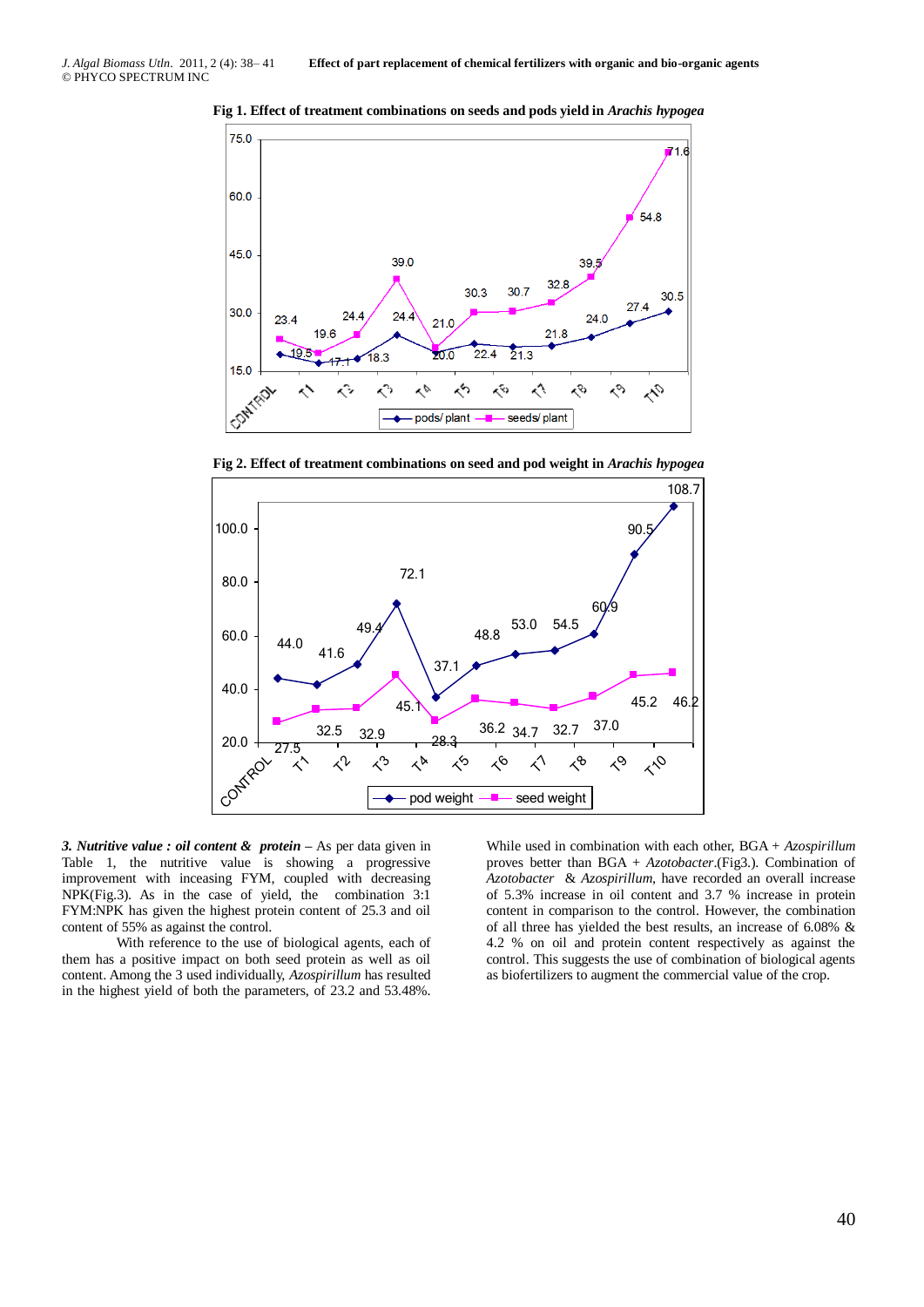**Fig 1. Effect of treatment combinations on seeds and pods yield in *Arachis hypogea***

**Fig 2. Effect of treatment combinations on seed and pod weight in *Arachis hypogea***

***3. Nutritive value : oil content & protein*** – As per data given in Table 1, the nutritive value is showing a progressive improvement with inceasing FYM, coupled with decreasing NPK(Fig.3). As in the case of yield, the combination 3:1 FYM:NPK has given the highest protein content of 25.3 and oil content of 55% as against the control.

With reference to the use of biological agents, each of them has a positive impact on both seed protein as well as oil content. Among the 3 used individually, *Azospirillum* has resulted in the highest yield of both the parameters, of 23.2 and 53.48%. While used in combination with each other, BGA + *Azospirillum* proves better than BGA + *Azotobacter*.(Fig3.). Combination of *Azotobacter* & *Azospirillum*, have recorded an overall increase of 5.3% increase in oil content and 3.7 % increase in protein content in comparison to the control. However, the combination of all three has yielded the best results, an increase of 6.08% & 4.2 % on oil and protein content respectively as against the control. This suggests the use of combination of biological agents as biofertilizers to augment the commercial value of the crop.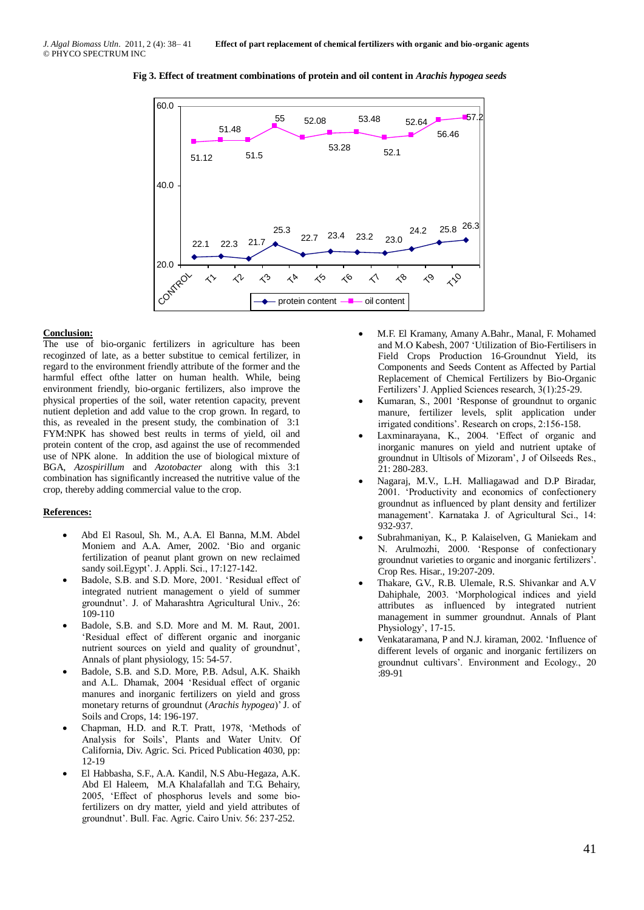**Fig 3. Effect of treatment combinations of protein and oil content in *Arachis hypogea seeds***

60.0
40.0
20.0

51.12 51.48 51.5 55 52.08 53.28 53.48 52.1 52.64 56.46 57.2

22.1 22.3 21.7 25.3 22.7 23.4 23.2 23.0 24.2 25.8 26.3

CONTROL T1 T2 T3 T4 T5 T6 T7 T8 T9 T10

protein content — oil content

## Conclusion:

The use of bio-organic fertilizers in agriculture has been recognized of late, as a better substitue to cemical fertilizer, in regard to the environment friendly attribute of the former and the harmful effect ofthe latter on human health. While, being environment friendly, bio-organic fertilizers, also improve the physical properties of the soil, water retention capacity, prevent nutrient depletion and add value to the crop grown. In regard, to this, as revealed in the present study, the combination of 3:1 FYM:NPK has showed best reults in terms of yield, oil and protein content of the crop, asd against the use of recommended use of NPK alone. In addition the use of biological mixture of BGA, *Azospirillum* and *Azotobacter* along with this 3:1 combination has significantly increased the nutritive value of the crop, thereby adding commercial value to the crop.

## References:

- Abd El Rasoul, Sh. M., A.A. El Banna, M.M. Abdel Moniem and A.A. Amer, 2002. 'Bio and organic fertilization of peanut plant grown on new reclaimed sandy soil.Egypt'. J. Appli. Sci., 17:127-142.
- Badole, S.B. and S.D. More, 2001. 'Residual effect of integrated nutrient management o yield of summer groundnut'. J. of Maharashtra Agricultural Univ., 26: 109-110
- Badole, S.B. and S.D. More and M. M. Raut, 2001. 'Residual effect of different organic and inorganic nutrient sources on yield and quality of groundnut', Annals of plant physiology, 15: 54-57.
- Badole, S.B. and S.D. More, P.B. Adsul, A.K. Shaikh and A.L. Dhamak, 2004 'Residual effect of organic manures and inorganic fertilizers on yield and gross monetary returns of groundnut (*Arachis hypogea*)' J. of Soils and Crops, 14: 196-197.
- Chapman, H.D. and R.T. Pratt, 1978, 'Methods of Analysis for Soils', Plants and Water Unitv. Of California, Div. Agric. Sci. Priced Publication 4030, pp: 12-19
- El Habbasha, S.F., A.A. Kandil, N.S Abu-Hegaza, A.K. Abd El Haleem, M.A Khalafallah and T.G. Behairy, 2005, 'Effect of phosphorus levels and some bio-fertilizers on dry matter, yield and yield attributes of groundnut'. Bull. Fac. Agric. Cairo Univ. 56: 237-252.
- M.F. El Kramany, Amany A.Bahr., Manal, F. Mohamed and M.O Kabesh, 2007 'Utilization of Bio-Fertilisers in Field Crops Production 16-Groundnut Yield, its Components and Seeds Content as Affected by Partial Replacement of Chemical Fertilizers by Bio-Organic Fertilizers' J. Applied Sciences research, 3(1):25-29.
- Kumaran, S., 2001 'Response of groundnut to organic manure, fertilizer levels, split application under irrigated conditions'. Research on crops, 2:156-158.
- Laxminarayana, K., 2004. 'Effect of organic and inorganic manures on yield and nutrient uptake of groundnut in Ultisols of Mizoram', J of Oilseeds Res., 21: 280-283.
- Nagaraj, M.V., L.H. Malliagawad and D.P Biradar, 2001. 'Productivity and economics of confectionery groundnut as influenced by plant density and fertilizer management'. Karnataka J. of Agricultural Sci., 14: 932-937.
- Subrahmaniyan, K., P. Kalaiselven, G. Maniekam and N. Arulmozhi, 2000. 'Response of confectionary groundnut varieties to organic and inorganic fertilizers'. Crop Res. Hisar., 19:207-209.
- Thakare, G.V., R.B. Ulemale, R.S. Shivankar and A.V Dahiphale, 2003. 'Morphological indices and yield attributes as influenced by integrated nutrient management in summer groundnut. Annals of Plant Physiology', 17-15.
- Venkataramana, P and N.J. kiraman, 2002. 'Influence of different levels of organic and inorganic fertilizers on groundnut cultivars'. Environment and Ecology., 20 :89-91